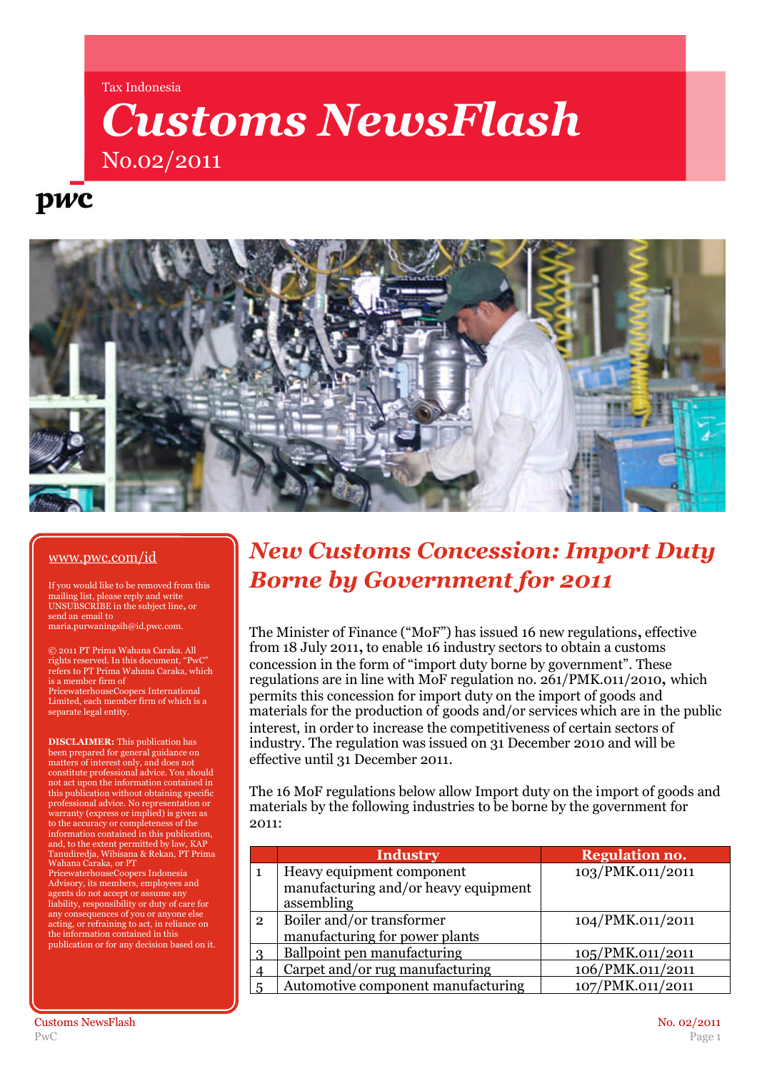Tax Indonesia

# Customs NewsFlash

No.02/2011

www.pwc.com/id

If you would like to be removed from this mailing list, please reply and write UNSUBSCRIBE in the subject line, or send an email to maria.purwaningsih@id.pwc.com.

© 2011 PT Prima Wahana Caraka. All rights reserved. In this document, "PwC" refers to PT Prima Wahana Caraka, which is a member firm of PricewaterhouseCoopers International Limited, each member firm of which is a separate legal entity.

**DISCLAIMER:** This publication has been prepared for general guidance on matters of interest only, and does not constitute professional advice. You should not act upon the information contained in this publication without obtaining specific professional advice. No representation or warranty (express or implied) is given as to the accuracy or completeness of the information contained in this publication, and, to the extent permitted by law, KAP Tanudiredja, Wibisana & Rekan, PT Prima Wahana Caraka, or PT PricewaterhouseCoopers Indonesia Advisory, its members, employees and agents do not accept or assume any liability, responsibility or duty of care for any consequences of you or anyone else acting, or refraining to act, in reliance on the information contained in this publication or for any decision based on it.

## *New Customs Concession: Import Duty Borne by Government for 2011*

The Minister of Finance ("MoF") has issued 16 new regulations**,** effective from 18 July 2011**,** to enable 16 industry sectors to obtain a customs concession in the form of "import duty borne by government". These regulations are in line with MoF regulation no. 261/PMK.011/2010**,** which permits this concession for import duty on the import of goods and materials for the production of goods and/or services which are in the public interest, in order to increase the competitiveness of certain sectors of industry. The regulation was issued on 31 December 2010 and will be effective until 31 December 2011.

The 16 MoF regulations below allow Import duty on the import of goods and materials by the following industries to be borne by the government for 2011:

| | Industry | Regulation no. |
|---|---|---|
| 1 | Heavy equipment component manufacturing and/or heavy equipment assembling | 103/PMK.011/2011 |
| 2 | Boiler and/or transformer manufacturing for power plants | 104/PMK.011/2011 |
| 3 | Ballpoint pen manufacturing | 105/PMK.011/2011 |
| 4 | Carpet and/or rug manufacturing | 106/PMK.011/2011 |
| 5 | Automotive component manufacturing | 107/PMK.011/2011 |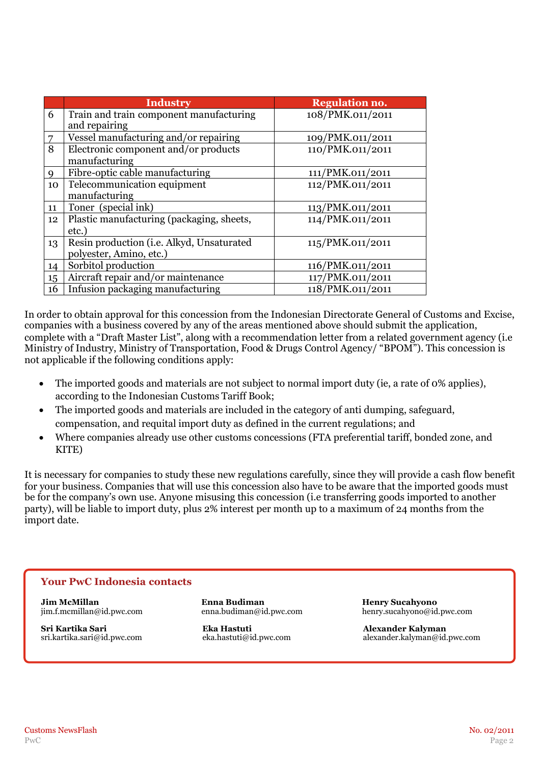| | Industry | Regulation no. |
|---|---|---|
| 6 | Train and train component manufacturing and repairing | 108/PMK.011/2011 |
| 7 | Vessel manufacturing and/or repairing | 109/PMK.011/2011 |
| 8 | Electronic component and/or products manufacturing | 110/PMK.011/2011 |
| 9 | Fibre-optic cable manufacturing | 111/PMK.011/2011 |
| 10 | Telecommunication equipment manufacturing | 112/PMK.011/2011 |
| 11 | Toner (special ink) | 113/PMK.011/2011 |
| 12 | Plastic manufacturing (packaging, sheets, etc.) | 114/PMK.011/2011 |
| 13 | Resin production (i.e. Alkyd, Unsaturated polyester, Amino, etc.) | 115/PMK.011/2011 |
| 14 | Sorbitol production | 116/PMK.011/2011 |
| 15 | Aircraft repair and/or maintenance | 117/PMK.011/2011 |
| 16 | Infusion packaging manufacturing | 118/PMK.011/2011 |

In order to obtain approval for this concession from the Indonesian Directorate General of Customs and Excise, companies with a business covered by any of the areas mentioned above should submit the application, complete with a "Draft Master List", along with a recommendation letter from a related government agency (i.e Ministry of Industry, Ministry of Transportation, Food & Drugs Control Agency/ "BPOM"). This concession is not applicable if the following conditions apply:

- The imported goods and materials are not subject to normal import duty (ie, a rate of 0% applies), according to the Indonesian Customs Tariff Book;
- The imported goods and materials are included in the category of anti dumping, safeguard, compensation, and requital import duty as defined in the current regulations; and
- Where companies already use other customs concessions (FTA preferential tariff, bonded zone, and KITE)

It is necessary for companies to study these new regulations carefully, since they will provide a cash flow benefit for your business. Companies that will use this concession also have to be aware that the imported goods must be for the company's own use. Anyone misusing this concession (i.e transferring goods imported to another party), will be liable to import duty, plus 2% interest per month up to a maximum of 24 months from the import date.

## Your PwC Indonesia contacts

**Jim McMillan**
jim.f.mcmillan@id.pwc.com

**Sri Kartika Sari**
sri.kartika.sari@id.pwc.com

**Enna Budiman**
enna.budiman@id.pwc.com

**Eka Hastuti**
eka.hastuti@id.pwc.com

**Henry Sucahyono**
henry.sucahyono@id.pwc.com

**Alexander Kalyman**
alexander.kalyman@id.pwc.com